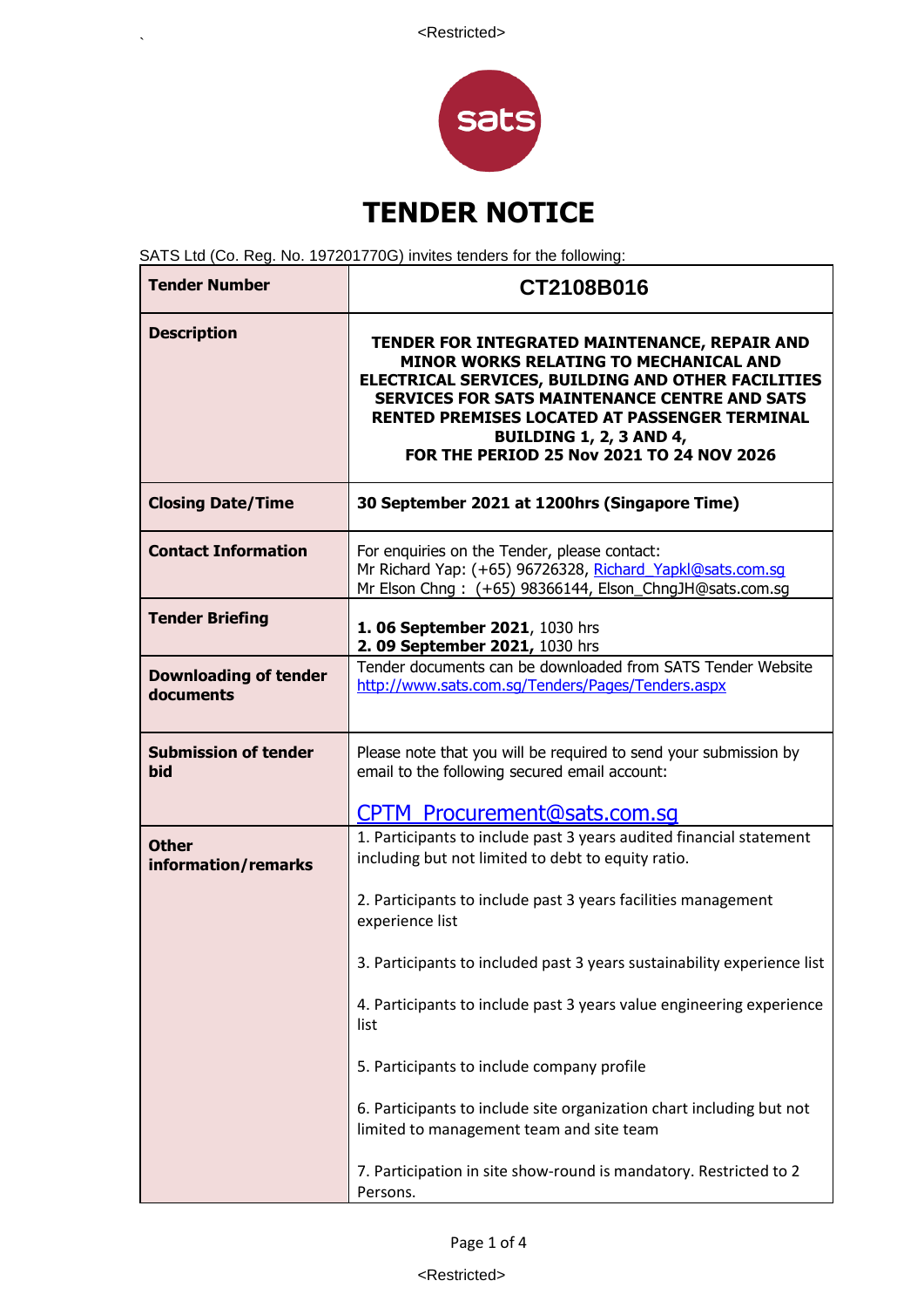# TENDER NOTICE

SATS Ltd (Co. Reg. No. 197201770G) invites tenders for the following:

| **Tender Number** | **CT2108B016** |
|---|---|
| **Description** | **TENDER FOR INTEGRATED MAINTENANCE, REPAIR AND MINOR WORKS RELATING TO MECHANICAL AND ELECTRICAL SERVICES, BUILDING AND OTHER FACILITIES SERVICES FOR SATS MAINTENANCE CENTRE AND SATS RENTED PREMISES LOCATED AT PASSENGER TERMINAL BUILDING 1, 2, 3 AND 4, FOR THE PERIOD 25 Nov 2021 TO 24 NOV 2026** |
| **Closing Date/Time** | **30 September 2021 at 1200hrs (Singapore Time)** |
| **Contact Information** | For enquiries on the Tender, please contact:<br>Mr Richard Yap: (+65) 96726328, Richard_Yapkl@sats.com.sg<br>Mr Elson Chng : (+65) 98366144, Elson_ChngJH@sats.com.sg |
| **Tender Briefing** | **1. 06 September 2021**, 1030 hrs<br>**2. 09 September 2021,** 1030 hrs |
| **Downloading of tender documents** | Tender documents can be downloaded from SATS Tender Website http://www.sats.com.sg/Tenders/Pages/Tenders.aspx |
| **Submission of tender bid** | Please note that you will be required to send your submission by email to the following secured email account:<br><br>CPTM_Procurement@sats.com.sg |
| **Other information/remarks** | 1. Participants to include past 3 years audited financial statement including but not limited to debt to equity ratio.<br><br>2. Participants to include past 3 years facilities management experience list<br><br>3. Participants to included past 3 years sustainability experience list<br><br>4. Participants to include past 3 years value engineering experience list<br><br>5. Participants to include company profile<br><br>6. Participants to include site organization chart including but not limited to management team and site team<br><br>7. Participation in site show-round is mandatory. Restricted to 2 Persons. |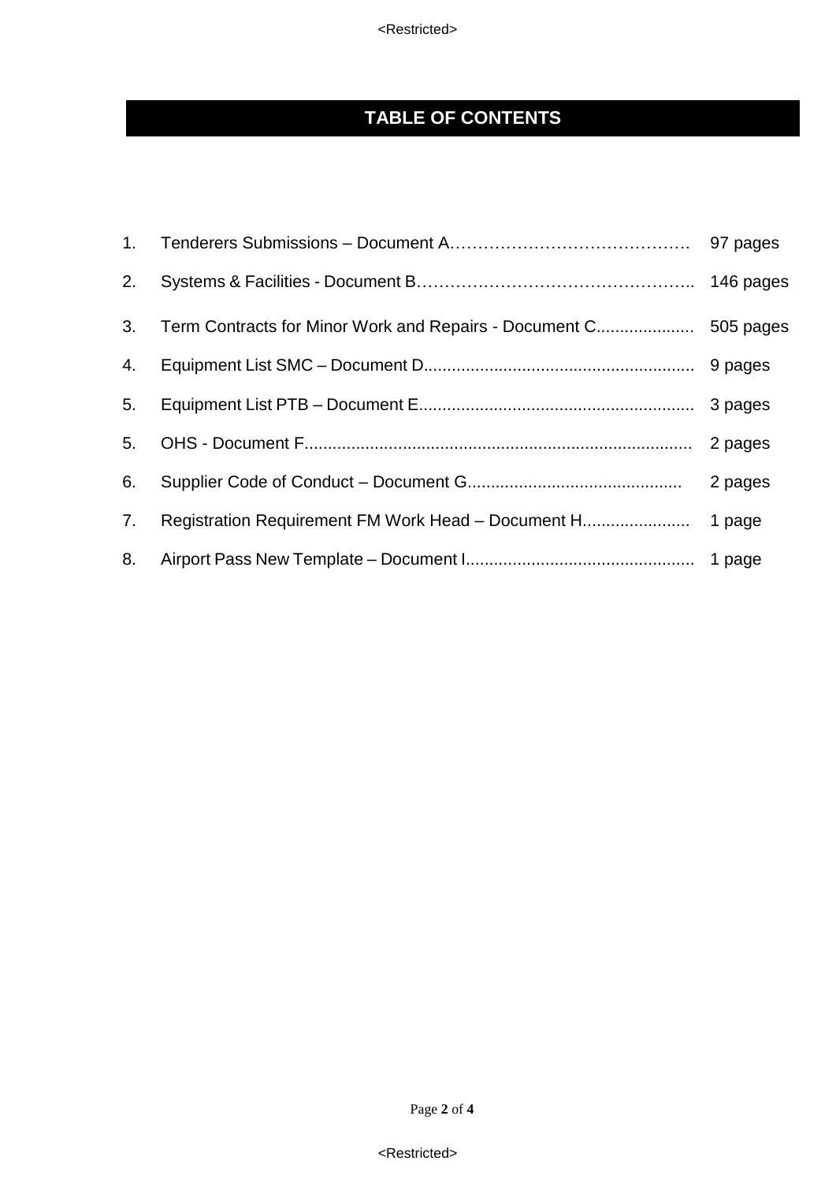# TABLE OF CONTENTS

| No. | Document | Pages |
|---|---|---|
| 1. | Tenderers Submissions – Document A……………………………………. | 97 pages |
| 2. | Systems & Facilities - Document B………………………………………….. | 146 pages |
| 3. | Term Contracts for Minor Work and Repairs - Document C.................... | 505 pages |
| 4. | Equipment List SMC – Document D......................................................... | 9 pages |
| 5. | Equipment List PTB – Document E.......................................................... | 3 pages |
| 5. | OHS - Document F................................................................................. | 2 pages |
| 6. | Supplier Code of Conduct – Document G............................................. | 2 pages |
| 7. | Registration Requirement FM Work Head – Document H....................... | 1 page |
| 8. | Airport Pass New Template – Document I................................................ | 1 page |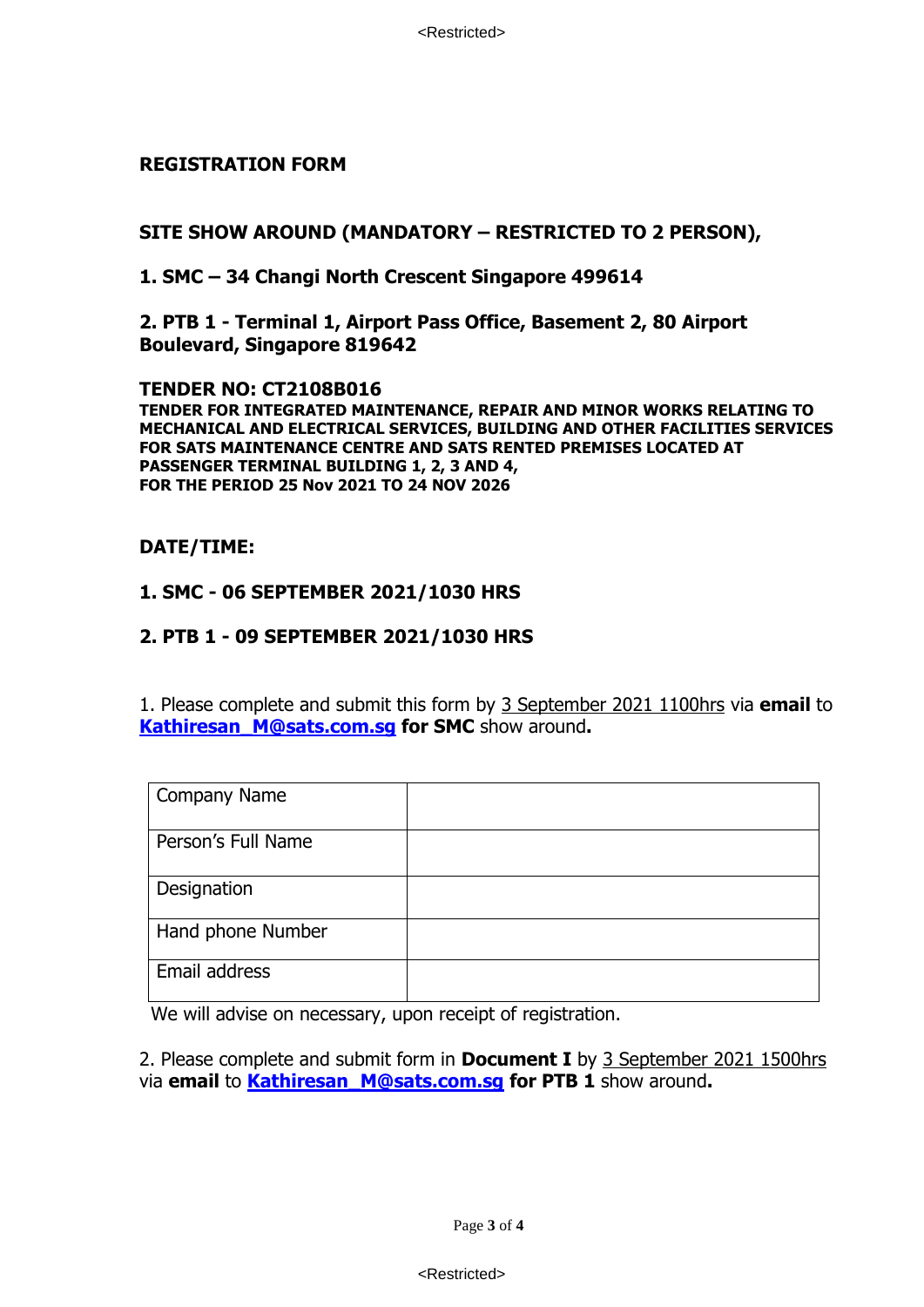**REGISTRATION FORM**

**SITE SHOW AROUND (MANDATORY – RESTRICTED TO 2 PERSON),**

**1. SMC – 34 Changi North Crescent Singapore 499614**

**2. PTB 1 - Terminal 1, Airport Pass Office, Basement 2, 80 Airport Boulevard, Singapore 819642**

**TENDER NO: CT2108B016**

**TENDER FOR INTEGRATED MAINTENANCE, REPAIR AND MINOR WORKS RELATING TO MECHANICAL AND ELECTRICAL SERVICES, BUILDING AND OTHER FACILITIES SERVICES FOR SATS MAINTENANCE CENTRE AND SATS RENTED PREMISES LOCATED AT PASSENGER TERMINAL BUILDING 1, 2, 3 AND 4, FOR THE PERIOD 25 Nov 2021 TO 24 NOV 2026**

**DATE/TIME:**

**1. SMC - 06 SEPTEMBER 2021/1030 HRS**

**2. PTB 1 - 09 SEPTEMBER 2021/1030 HRS**

1. Please complete and submit this form by 3 September 2021 1100hrs via **email** to **Kathiresan_M@sats.com.sg for SMC** show around**.**

| | |
|---|---|
| Company Name | |
| Person's Full Name | |
| Designation | |
| Hand phone Number | |
| Email address | |

We will advise on necessary, upon receipt of registration.

2. Please complete and submit form in **Document I** by 3 September 2021 1500hrs via **email** to **Kathiresan_M@sats.com.sg for PTB 1** show around**.**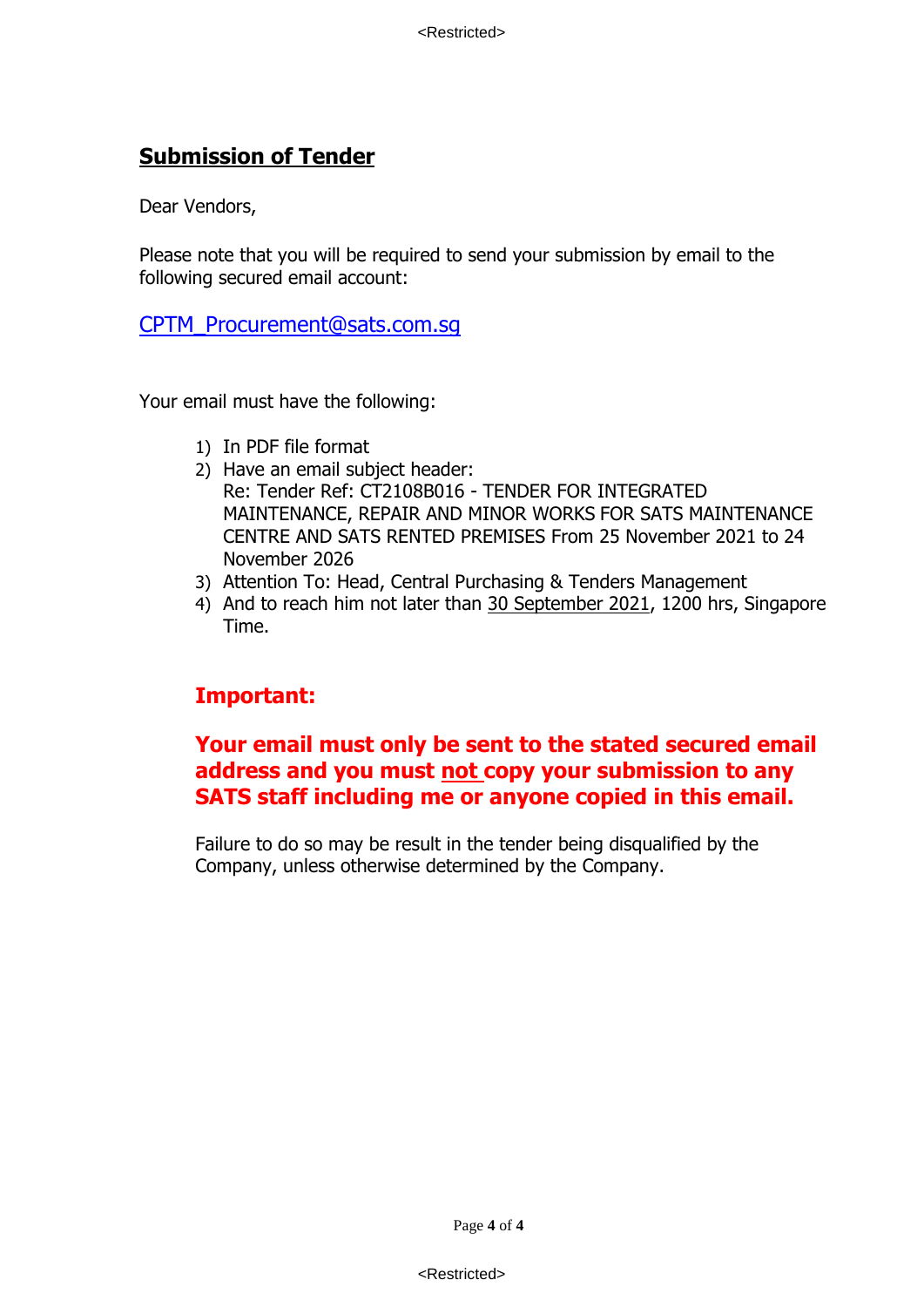## Submission of Tender

Dear Vendors,

Please note that you will be required to send your submission by email to the following secured email account:

CPTM_Procurement@sats.com.sg

Your email must have the following:

1) In PDF file format
2) Have an email subject header:
   Re: Tender Ref: CT2108B016 - TENDER FOR INTEGRATED MAINTENANCE, REPAIR AND MINOR WORKS FOR SATS MAINTENANCE CENTRE AND SATS RENTED PREMISES From 25 November 2021 to 24 November 2026
3) Attention To: Head, Central Purchasing & Tenders Management
4) And to reach him not later than 30 September 2021, 1200 hrs, Singapore Time.

**Important:**

**Your email must only be sent to the stated secured email address and you must not copy your submission to any SATS staff including me or anyone copied in this email.**

Failure to do so may be result in the tender being disqualified by the Company, unless otherwise determined by the Company.